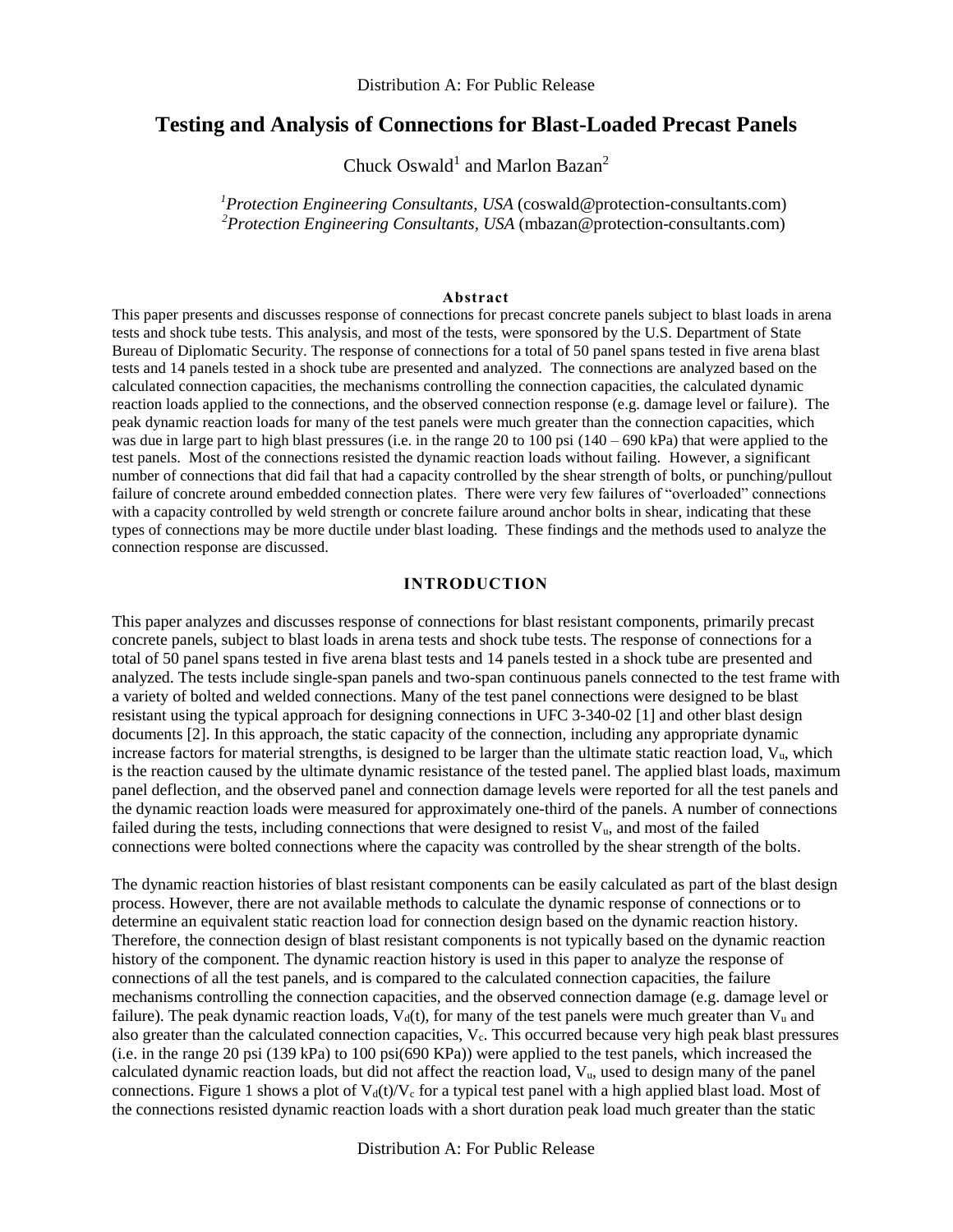# Testing and Analysis of Connections for Blast-Loaded Precast Panels

Chuck Oswald[1] and Marlon Bazan[2]

[1]*Protection Engineering Consultants, USA* (coswald@protection-consultants.com)
[2]*Protection Engineering Consultants, USA* (mbazan@protection-consultants.com)

## Abstract

This paper presents and discusses response of connections for precast concrete panels subject to blast loads in arena tests and shock tube tests. This analysis, and most of the tests, were sponsored by the U.S. Department of State Bureau of Diplomatic Security. The response of connections for a total of 50 panel spans tested in five arena blast tests and 14 panels tested in a shock tube are presented and analyzed. The connections are analyzed based on the calculated connection capacities, the mechanisms controlling the connection capacities, the calculated dynamic reaction loads applied to the connections, and the observed connection response (e.g. damage level or failure). The peak dynamic reaction loads for many of the test panels were much greater than the connection capacities, which was due in large part to high blast pressures (i.e. in the range 20 to 100 psi (140 – 690 kPa) that were applied to the test panels. Most of the connections resisted the dynamic reaction loads without failing. However, a significant number of connections that did fail that had a capacity controlled by the shear strength of bolts, or punching/pullout failure of concrete around embedded connection plates. There were very few failures of "overloaded" connections with a capacity controlled by weld strength or concrete failure around anchor bolts in shear, indicating that these types of connections may be more ductile under blast loading. These findings and the methods used to analyze the connection response are discussed.

## INTRODUCTION

This paper analyzes and discusses response of connections for blast resistant components, primarily precast concrete panels, subject to blast loads in arena tests and shock tube tests. The response of connections for a total of 50 panel spans tested in five arena blast tests and 14 panels tested in a shock tube are presented and analyzed. The tests include single-span panels and two-span continuous panels connected to the test frame with a variety of bolted and welded connections. Many of the test panel connections were designed to be blast resistant using the typical approach for designing connections in UFC 3-340-02 [1] and other blast design documents [2]. In this approach, the static capacity of the connection, including any appropriate dynamic increase factors for material strengths, is designed to be larger than the ultimate static reaction load, $V_u$, which is the reaction caused by the ultimate dynamic resistance of the tested panel. The applied blast loads, maximum panel deflection, and the observed panel and connection damage levels were reported for all the test panels and the dynamic reaction loads were measured for approximately one-third of the panels. A number of connections failed during the tests, including connections that were designed to resist $V_u$, and most of the failed connections were bolted connections where the capacity was controlled by the shear strength of the bolts.

The dynamic reaction histories of blast resistant components can be easily calculated as part of the blast design process. However, there are not available methods to calculate the dynamic response of connections or to determine an equivalent static reaction load for connection design based on the dynamic reaction history. Therefore, the connection design of blast resistant components is not typically based on the dynamic reaction history of the component. The dynamic reaction history is used in this paper to analyze the response of connections of all the test panels, and is compared to the calculated connection capacities, the failure mechanisms controlling the connection capacities, and the observed connection damage (e.g. damage level or failure). The peak dynamic reaction loads, $V_d(t)$, for many of the test panels were much greater than $V_u$ and also greater than the calculated connection capacities, $V_c$. This occurred because very high peak blast pressures (i.e. in the range 20 psi (139 kPa) to 100 psi(690 KPa)) were applied to the test panels, which increased the calculated dynamic reaction loads, but did not affect the reaction load, $V_u$, used to design many of the panel connections. Figure 1 shows a plot of $V_d(t)/V_c$ for a typical test panel with a high applied blast load. Most of the connections resisted dynamic reaction loads with a short duration peak load much greater than the static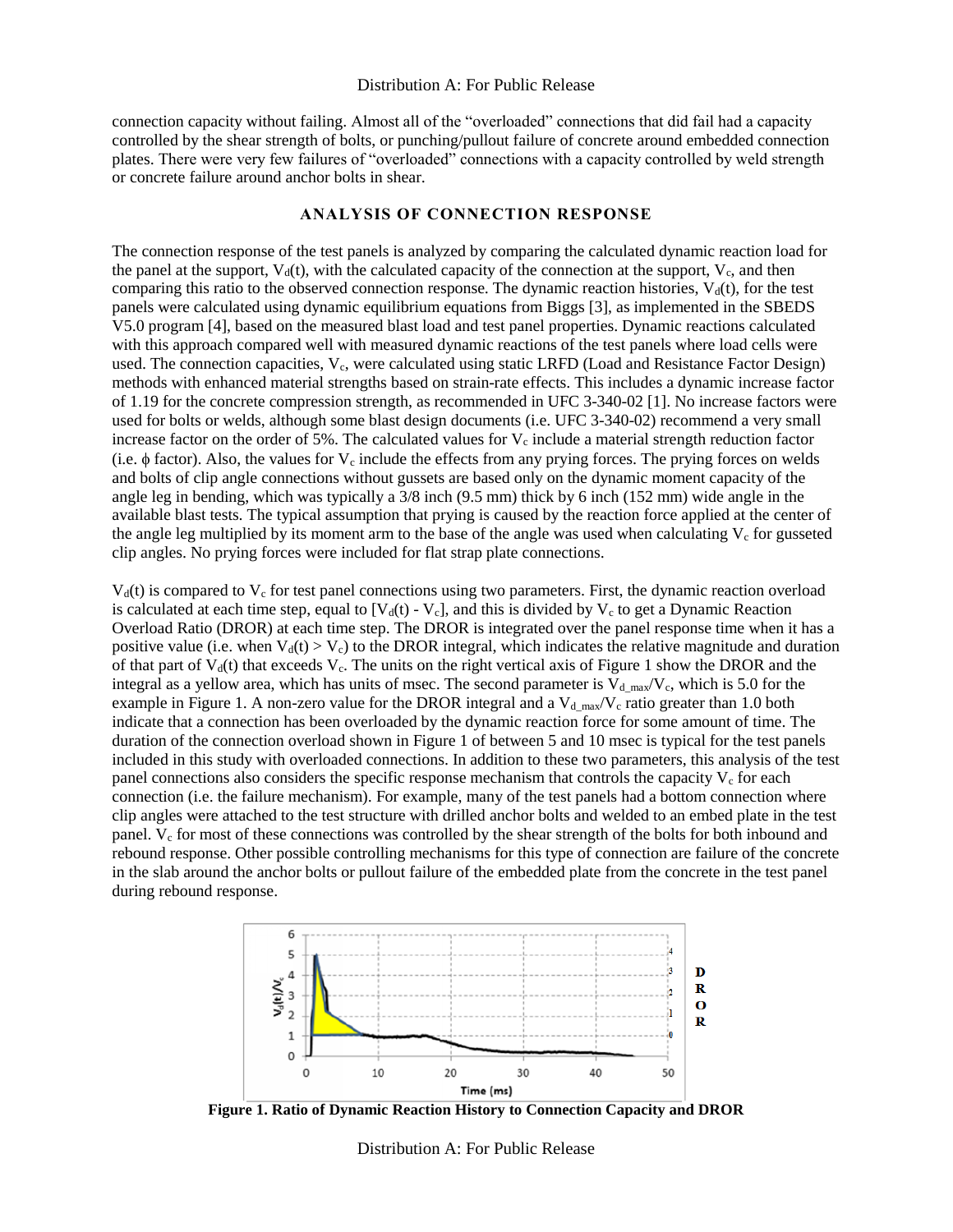connection capacity without failing. Almost all of the "overloaded" connections that did fail had a capacity controlled by the shear strength of bolts, or punching/pullout failure of concrete around embedded connection plates. There were very few failures of "overloaded" connections with a capacity controlled by weld strength or concrete failure around anchor bolts in shear.

## ANALYSIS OF CONNECTION RESPONSE

The connection response of the test panels is analyzed by comparing the calculated dynamic reaction load for the panel at the support, $V_d(t)$, with the calculated capacity of the connection at the support, $V_c$, and then comparing this ratio to the observed connection response. The dynamic reaction histories, $V_d(t)$, for the test panels were calculated using dynamic equilibrium equations from Biggs [3], as implemented in the SBEDS V5.0 program [4], based on the measured blast load and test panel properties. Dynamic reactions calculated with this approach compared well with measured dynamic reactions of the test panels where load cells were used. The connection capacities, $V_c$, were calculated using static LRFD (Load and Resistance Factor Design) methods with enhanced material strengths based on strain-rate effects. This includes a dynamic increase factor of 1.19 for the concrete compression strength, as recommended in UFC 3-340-02 [1]. No increase factors were used for bolts or welds, although some blast design documents (i.e. UFC 3-340-02) recommend a very small increase factor on the order of 5%. The calculated values for $V_c$ include a material strength reduction factor (i.e. $\phi$ factor). Also, the values for $V_c$ include the effects from any prying forces. The prying forces on welds and bolts of clip angle connections without gussets are based only on the dynamic moment capacity of the angle leg in bending, which was typically a 3/8 inch (9.5 mm) thick by 6 inch (152 mm) wide angle in the available blast tests. The typical assumption that prying is caused by the reaction force applied at the center of the angle leg multiplied by its moment arm to the base of the angle was used when calculating $V_c$ for gusseted clip angles. No prying forces were included for flat strap plate connections.

$V_d(t)$ is compared to $V_c$ for test panel connections using two parameters. First, the dynamic reaction overload is calculated at each time step, equal to $[V_d(t) - V_c]$, and this is divided by $V_c$ to get a Dynamic Reaction Overload Ratio (DROR) at each time step. The DROR is integrated over the panel response time when it has a positive value (i.e. when $V_d(t) > V_c$) to the DROR integral, which indicates the relative magnitude and duration of that part of $V_d(t)$ that exceeds $V_c$. The units on the right vertical axis of Figure 1 show the DROR and the integral as a yellow area, which has units of msec. The second parameter is $V_{d\_max}/V_c$, which is 5.0 for the example in Figure 1. A non-zero value for the DROR integral and a $V_{d\_max}/V_c$ ratio greater than 1.0 both indicate that a connection has been overloaded by the dynamic reaction force for some amount of time. The duration of the connection overload shown in Figure 1 of between 5 and 10 msec is typical for the test panels included in this study with overloaded connections. In addition to these two parameters, this analysis of the test panel connections also considers the specific response mechanism that controls the capacity $V_c$ for each connection (i.e. the failure mechanism). For example, many of the test panels had a bottom connection where clip angles were attached to the test structure with drilled anchor bolts and welded to an embed plate in the test panel. $V_c$ for most of these connections was controlled by the shear strength of the bolts for both inbound and rebound response. Other possible controlling mechanisms for this type of connection are failure of the concrete in the slab around the anchor bolts or pullout failure of the embedded plate from the concrete in the test panel during rebound response.

**Figure 1. Ratio of Dynamic Reaction History to Connection Capacity and DROR**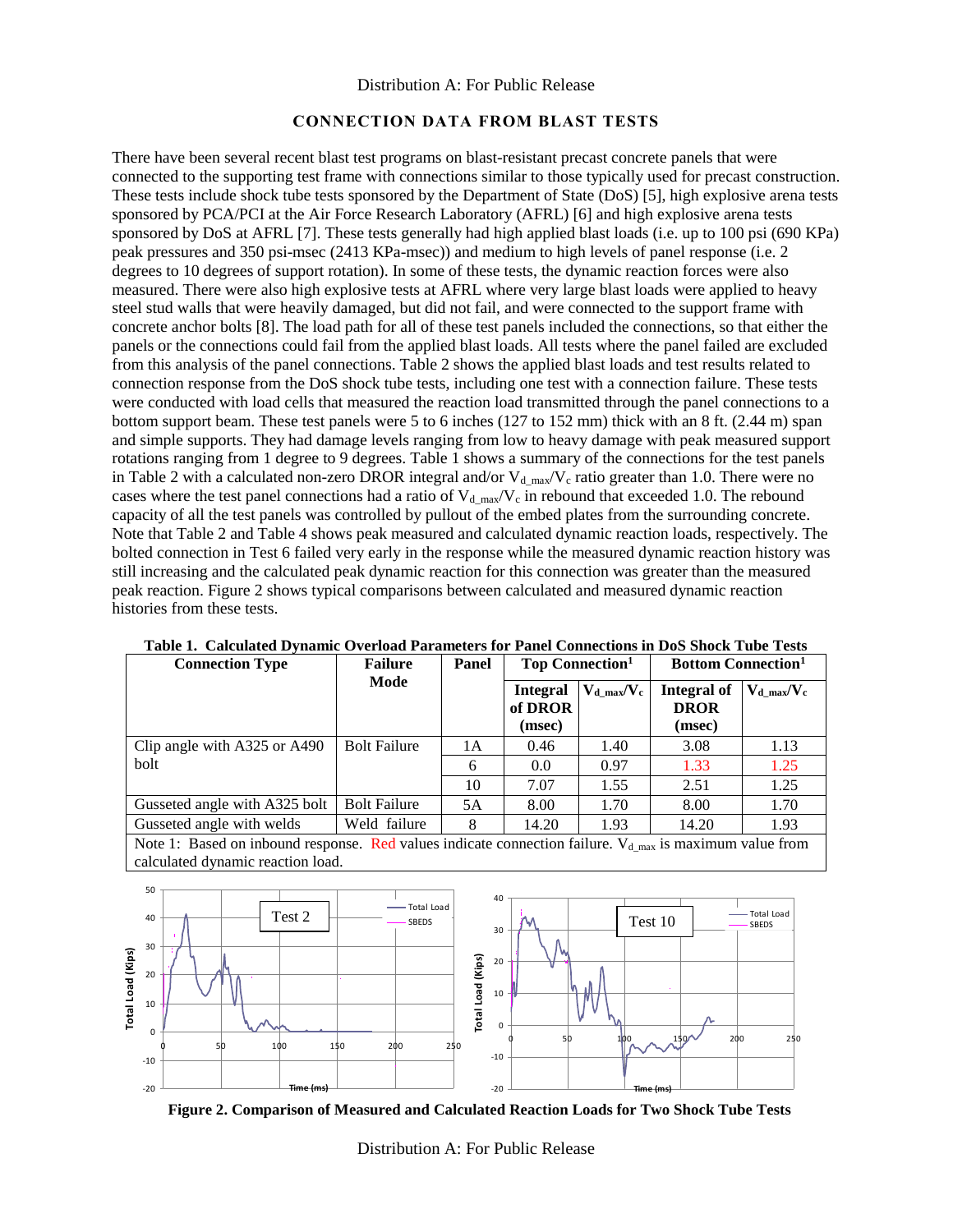## CONNECTION DATA FROM BLAST TESTS

There have been several recent blast test programs on blast-resistant precast concrete panels that were connected to the supporting test frame with connections similar to those typically used for precast construction. These tests include shock tube tests sponsored by the Department of State (DoS) [5], high explosive arena tests sponsored by PCA/PCI at the Air Force Research Laboratory (AFRL) [6] and high explosive arena tests sponsored by DoS at AFRL [7]. These tests generally had high applied blast loads (i.e. up to 100 psi (690 KPa) peak pressures and 350 psi-msec (2413 KPa-msec)) and medium to high levels of panel response (i.e. 2 degrees to 10 degrees of support rotation). In some of these tests, the dynamic reaction forces were also measured. There were also high explosive tests at AFRL where very large blast loads were applied to heavy steel stud walls that were heavily damaged, but did not fail, and were connected to the support frame with concrete anchor bolts [8]. The load path for all of these test panels included the connections, so that either the panels or the connections could fail from the applied blast loads. All tests where the panel failed are excluded from this analysis of the panel connections. Table 2 shows the applied blast loads and test results related to connection response from the DoS shock tube tests, including one test with a connection failure. These tests were conducted with load cells that measured the reaction load transmitted through the panel connections to a bottom support beam. These test panels were 5 to 6 inches (127 to 152 mm) thick with an 8 ft. (2.44 m) span and simple supports. They had damage levels ranging from low to heavy damage with peak measured support rotations ranging from 1 degree to 9 degrees. Table 1 shows a summary of the connections for the test panels in Table 2 with a calculated non-zero DROR integral and/or $V_{d\_max}/V_c$ ratio greater than 1.0. There were no cases where the test panel connections had a ratio of $V_{d\_max}/V_c$ in rebound that exceeded 1.0. The rebound capacity of all the test panels was controlled by pullout of the embed plates from the surrounding concrete. Note that Table 2 and Table 4 shows peak measured and calculated dynamic reaction loads, respectively. The bolted connection in Test 6 failed very early in the response while the measured dynamic reaction history was still increasing and the calculated peak dynamic reaction for this connection was greater than the measured peak reaction. Figure 2 shows typical comparisons between calculated and measured dynamic reaction histories from these tests.

**Table 1. Calculated Dynamic Overload Parameters for Panel Connections in DoS Shock Tube Tests**

| Connection Type | Failure Mode | Panel | Top Connection[1] | | Bottom Connection[1] | |
|---|---|---|---|---|---|---|
| | | | Integral of DROR (msec) | $V_{d\_max}/V_c$ | Integral of DROR (msec) | $V_{d\_max}/V_c$ |
| Clip angle with A325 or A490 bolt | Bolt Failure | 1A | 0.46 | 1.40 | 3.08 | 1.13 |
| | | 6 | 0.0 | 0.97 | 1.33 | 1.25 |
| | | 10 | 7.07 | 1.55 | 2.51 | 1.25 |
| Gusseted angle with A325 bolt | Bolt Failure | 5A | 8.00 | 1.70 | 8.00 | 1.70 |
| Gusseted angle with welds | Weld failure | 8 | 14.20 | 1.93 | 14.20 | 1.93 |

Note 1: Based on inbound response. Red values indicate connection failure. $V_{d\_max}$ is maximum value from calculated dynamic reaction load.

**Figure 2. Comparison of Measured and Calculated Reaction Loads for Two Shock Tube Tests**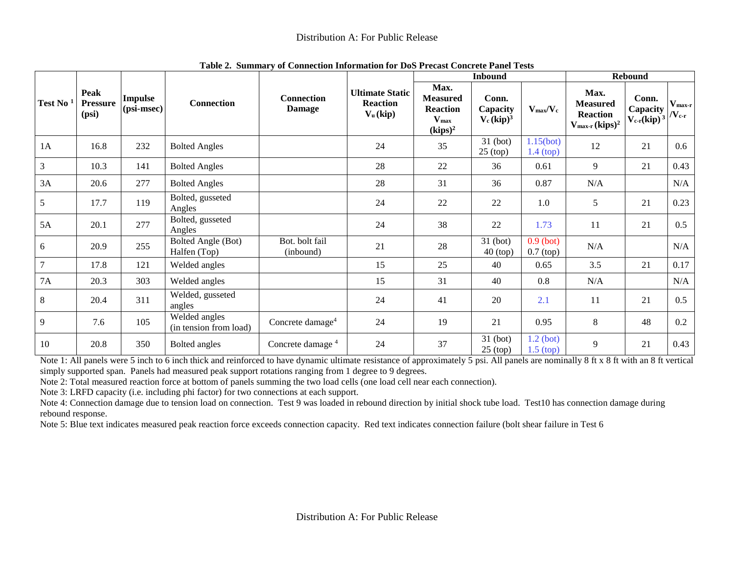**Table 2. Summary of Connection Information for DoS Precast Concrete Panel Tests**

| Test No [1] | Peak Pressure (psi) | Impulse (psi-msec) | Connection | Connection Damage | Ultimate Static Reaction $V_u$ (kip) | Inbound | | | Rebound | | |
|---|---|---|---|---|---|---|---|---|---|---|---|
| | | | | | | Max. Measured Reaction $V_{max}$ (kips)[2] | Conn. Capacity $V_c$ (kip)[3] | $V_{max}/V_c$ | Max. Measured Reaction $V_{max\text{-}r}$ (kips)[2] | Conn. Capacity $V_{c\text{-}r}$(kip)[3] | $V_{max\text{-}r}/V_{c\text{-}r}$ |
| 1A | 16.8 | 232 | Bolted Angles | | 24 | 35 | 31 (bot) 25 (top) | 1.15(bot) 1.4 (top) | 12 | 21 | 0.6 |
| 3 | 10.3 | 141 | Bolted Angles | | 28 | 22 | 36 | 0.61 | 9 | 21 | 0.43 |
| 3A | 20.6 | 277 | Bolted Angles | | 28 | 31 | 36 | 0.87 | N/A | | N/A |
| 5 | 17.7 | 119 | Bolted, gusseted Angles | | 24 | 22 | 22 | 1.0 | 5 | 21 | 0.23 |
| 5A | 20.1 | 277 | Bolted, gusseted Angles | | 24 | 38 | 22 | 1.73 | 11 | 21 | 0.5 |
| 6 | 20.9 | 255 | Bolted Angle (Bot) Halfen (Top) | Bot. bolt fail (inbound) | 21 | 28 | 31 (bot) 40 (top) | 0.9 (bot) 0.7 (top) | N/A | | N/A |
| 7 | 17.8 | 121 | Welded angles | | 15 | 25 | 40 | 0.65 | 3.5 | 21 | 0.17 |
| 7A | 20.3 | 303 | Welded angles | | 15 | 31 | 40 | 0.8 | N/A | | N/A |
| 8 | 20.4 | 311 | Welded, gusseted angles | | 24 | 41 | 20 | 2.1 | 11 | 21 | 0.5 |
| 9 | 7.6 | 105 | Welded angles (in tension from load) | Concrete damage[4] | 24 | 19 | 21 | 0.95 | 8 | 48 | 0.2 |
| 10 | 20.8 | 350 | Bolted angles | Concrete damage [4] | 24 | 37 | 31 (bot) 25 (top) | 1.2 (bot) 1.5 (top) | 9 | 21 | 0.43 |

Note 1: All panels were 5 inch to 6 inch thick and reinforced to have dynamic ultimate resistance of approximately 5 psi. All panels are nominally 8 ft x 8 ft with an 8 ft vertical simply supported span. Panels had measured peak support rotations ranging from 1 degree to 9 degrees.

Note 2: Total measured reaction force at bottom of panels summing the two load cells (one load cell near each connection).

Note 3: LRFD capacity (i.e. including phi factor) for two connections at each support.

Note 4: Connection damage due to tension load on connection. Test 9 was loaded in rebound direction by initial shock tube load. Test10 has connection damage during rebound response.

Note 5: Blue text indicates measured peak reaction force exceeds connection capacity. Red text indicates connection failure (bolt shear failure in Test 6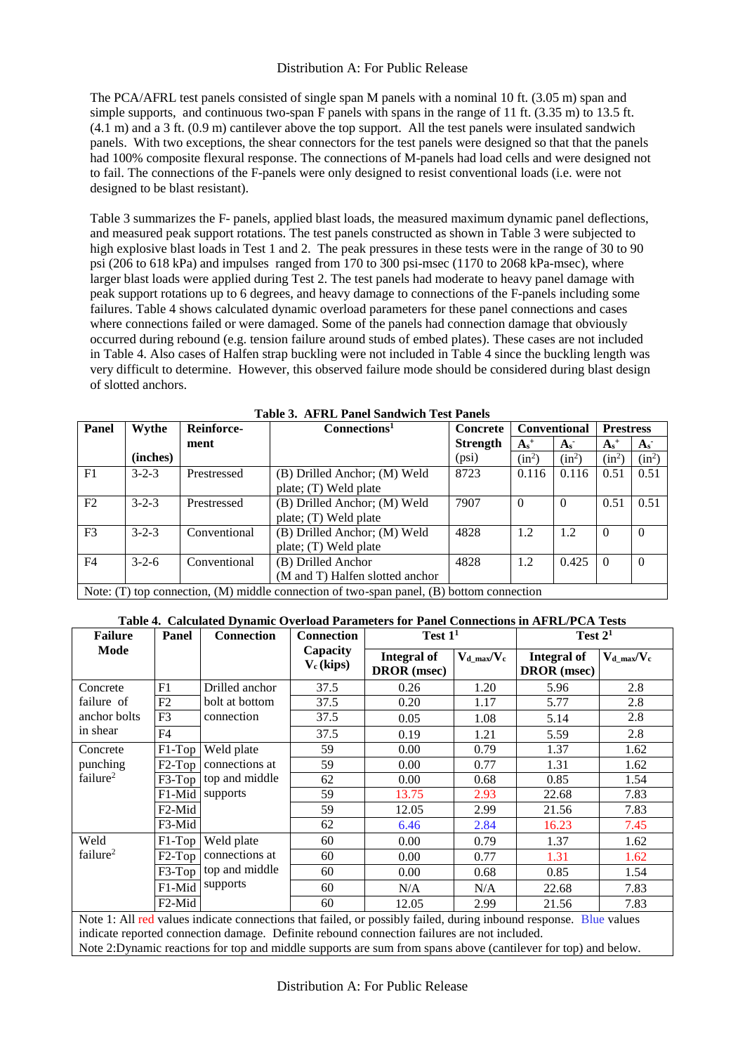The PCA/AFRL test panels consisted of single span M panels with a nominal 10 ft. (3.05 m) span and simple supports, and continuous two-span F panels with spans in the range of 11 ft. (3.35 m) to 13.5 ft. (4.1 m) and a 3 ft. (0.9 m) cantilever above the top support. All the test panels were insulated sandwich panels. With two exceptions, the shear connectors for the test panels were designed so that the panels had 100% composite flexural response. The connections of M-panels had load cells and were designed not to fail. The connections of the F-panels were only designed to resist conventional loads (i.e. were not designed to be blast resistant).

Table 3 summarizes the F- panels, applied blast loads, the measured maximum dynamic panel deflections, and measured peak support rotations. The test panels constructed as shown in Table 3 were subjected to high explosive blast loads in Test 1 and 2. The peak pressures in these tests were in the range of 30 to 90 psi (206 to 618 kPa) and impulses ranged from 170 to 300 psi-msec (1170 to 2068 kPa-msec), where larger blast loads were applied during Test 2. The test panels had moderate to heavy panel damage with peak support rotations up to 6 degrees, and heavy damage to connections of the F-panels including some failures. Table 4 shows calculated dynamic overload parameters for these panel connections and cases where connections failed or were damaged. Some of the panels had connection damage that obviously occurred during rebound (e.g. tension failure around studs of embed plates). These cases are not included in Table 4. Also cases of Halfen strap buckling were not included in Table 4 since the buckling length was very difficult to determine. However, this observed failure mode should be considered during blast design of slotted anchors.

**Table 3. AFRL Panel Sandwich Test Panels**

| Panel | Wythe (inches) | Reinforce-ment | Connections[1] | Concrete Strength (psi) | Conventional | | Prestress | |
|---|---|---|---|---|---|---|---|---|
| | | | | | $A_s^+$ ($in^2$) | $A_s^-$ ($in^2$) | $A_s^+$ ($in^2$) | $A_s^-$ ($in^2$) |
| F1 | 3-2-3 | Prestressed | (B) Drilled Anchor; (M) Weld plate; (T) Weld plate | 8723 | 0.116 | 0.116 | 0.51 | 0.51 |
| F2 | 3-2-3 | Prestressed | (B) Drilled Anchor; (M) Weld plate; (T) Weld plate | 7907 | 0 | 0 | 0.51 | 0.51 |
| F3 | 3-2-3 | Conventional | (B) Drilled Anchor; (M) Weld plate; (T) Weld plate | 4828 | 1.2 | 1.2 | 0 | 0 |
| F4 | 3-2-6 | Conventional | (B) Drilled Anchor (M and T) Halfen slotted anchor | 4828 | 1.2 | 0.425 | 0 | 0 |

Note: (T) top connection, (M) middle connection of two-span panel, (B) bottom connection

**Table 4. Calculated Dynamic Overload Parameters for Panel Connections in AFRL/PCA Tests**

| Failure Mode | Panel | Connection | Connection Capacity $V_c$ (kips) | Test 1[1] | | Test 2[1] | |
|---|---|---|---|---|---|---|---|
| | | | | Integral of DROR (msec) | $V_{d\_max}/V_c$ | Integral of DROR (msec) | $V_{d\_max}/V_c$ |
| Concrete failure of anchor bolts in shear | F1 | Drilled anchor bolt at bottom connection | 37.5 | 0.26 | 1.20 | 5.96 | 2.8 |
| | F2 | | 37.5 | 0.20 | 1.17 | 5.77 | 2.8 |
| | F3 | | 37.5 | 0.05 | 1.08 | 5.14 | 2.8 |
| | F4 | | 37.5 | 0.19 | 1.21 | 5.59 | 2.8 |
| Concrete punching failure[2] | F1-Top | Weld plate connections at top and middle supports | 59 | 0.00 | 0.79 | 1.37 | 1.62 |
| | F2-Top | | 59 | 0.00 | 0.77 | 1.31 | 1.62 |
| | F3-Top | | 62 | 0.00 | 0.68 | 0.85 | 1.54 |
| | F1-Mid | | 59 | 13.75 | 2.93 | 22.68 | 7.83 |
| | F2-Mid | | 59 | 12.05 | 2.99 | 21.56 | 7.83 |
| | F3-Mid | | 62 | 6.46 | 2.84 | 16.23 | 7.45 |
| Weld failure[2] | F1-Top | Weld plate connections at top and middle supports | 60 | 0.00 | 0.79 | 1.37 | 1.62 |
| | F2-Top | | 60 | 0.00 | 0.77 | 1.31 | 1.62 |
| | F3-Top | | 60 | 0.00 | 0.68 | 0.85 | 1.54 |
| | F1-Mid | | 60 | N/A | N/A | 22.68 | 7.83 |
| | F2-Mid | | 60 | 12.05 | 2.99 | 21.56 | 7.83 |

Note 1: All red values indicate connections that failed, or possibly failed, during inbound response. Blue values indicate reported connection damage. Definite rebound connection failures are not included.
Note 2: Dynamic reactions for top and middle supports are sum from spans above (cantilever for top) and below.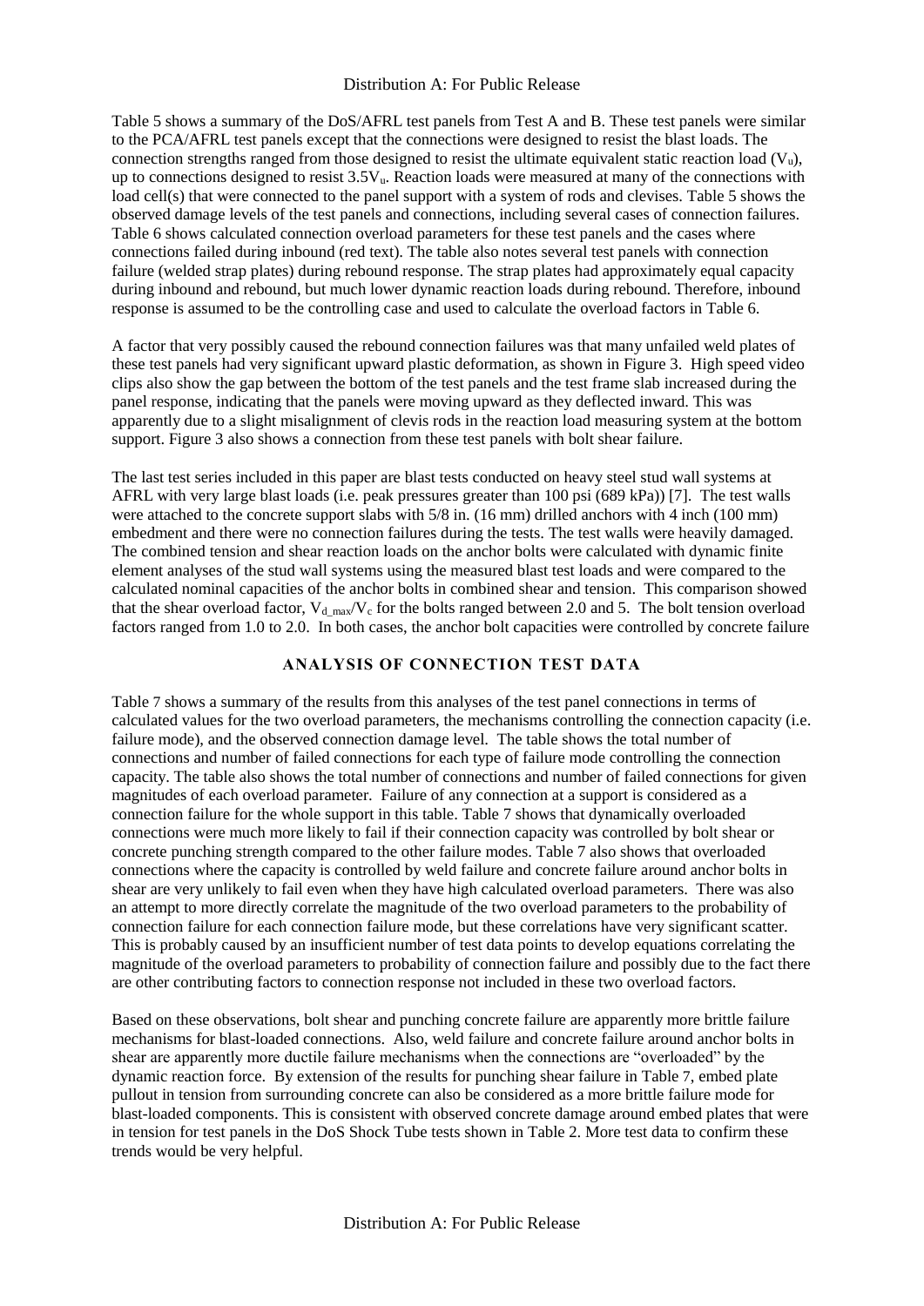Table 5 shows a summary of the DoS/AFRL test panels from Test A and B. These test panels were similar to the PCA/AFRL test panels except that the connections were designed to resist the blast loads. The connection strengths ranged from those designed to resist the ultimate equivalent static reaction load ($V_u$), up to connections designed to resist $3.5V_u$. Reaction loads were measured at many of the connections with load cell(s) that were connected to the panel support with a system of rods and clevises. Table 5 shows the observed damage levels of the test panels and connections, including several cases of connection failures. Table 6 shows calculated connection overload parameters for these test panels and the cases where connections failed during inbound (red text). The table also notes several test panels with connection failure (welded strap plates) during rebound response. The strap plates had approximately equal capacity during inbound and rebound, but much lower dynamic reaction loads during rebound. Therefore, inbound response is assumed to be the controlling case and used to calculate the overload factors in Table 6.

A factor that very possibly caused the rebound connection failures was that many unfailed weld plates of these test panels had very significant upward plastic deformation, as shown in Figure 3. High speed video clips also show the gap between the bottom of the test panels and the test frame slab increased during the panel response, indicating that the panels were moving upward as they deflected inward. This was apparently due to a slight misalignment of clevis rods in the reaction load measuring system at the bottom support. Figure 3 also shows a connection from these test panels with bolt shear failure.

The last test series included in this paper are blast tests conducted on heavy steel stud wall systems at AFRL with very large blast loads (i.e. peak pressures greater than 100 psi (689 kPa)) [7]. The test walls were attached to the concrete support slabs with 5/8 in. (16 mm) drilled anchors with 4 inch (100 mm) embedment and there were no connection failures during the tests. The test walls were heavily damaged. The combined tension and shear reaction loads on the anchor bolts were calculated with dynamic finite element analyses of the stud wall systems using the measured blast test loads and were compared to the calculated nominal capacities of the anchor bolts in combined shear and tension. This comparison showed that the shear overload factor, $V_{d\_max}/V_c$ for the bolts ranged between 2.0 and 5. The bolt tension overload factors ranged from 1.0 to 2.0. In both cases, the anchor bolt capacities were controlled by concrete failure

## ANALYSIS OF CONNECTION TEST DATA

Table 7 shows a summary of the results from this analyses of the test panel connections in terms of calculated values for the two overload parameters, the mechanisms controlling the connection capacity (i.e. failure mode), and the observed connection damage level. The table shows the total number of connections and number of failed connections for each type of failure mode controlling the connection capacity. The table also shows the total number of connections and number of failed connections for given magnitudes of each overload parameter. Failure of any connection at a support is considered as a connection failure for the whole support in this table. Table 7 shows that dynamically overloaded connections were much more likely to fail if their connection capacity was controlled by bolt shear or concrete punching strength compared to the other failure modes. Table 7 also shows that overloaded connections where the capacity is controlled by weld failure and concrete failure around anchor bolts in shear are very unlikely to fail even when they have high calculated overload parameters. There was also an attempt to more directly correlate the magnitude of the two overload parameters to the probability of connection failure for each connection failure mode, but these correlations have very significant scatter. This is probably caused by an insufficient number of test data points to develop equations correlating the magnitude of the overload parameters to probability of connection failure and possibly due to the fact there are other contributing factors to connection response not included in these two overload factors.

Based on these observations, bolt shear and punching concrete failure are apparently more brittle failure mechanisms for blast-loaded connections. Also, weld failure and concrete failure around anchor bolts in shear are apparently more ductile failure mechanisms when the connections are "overloaded" by the dynamic reaction force. By extension of the results for punching shear failure in Table 7, embed plate pullout in tension from surrounding concrete can also be considered as a more brittle failure mode for blast-loaded components. This is consistent with observed concrete damage around embed plates that were in tension for test panels in the DoS Shock Tube tests shown in Table 2. More test data to confirm these trends would be very helpful.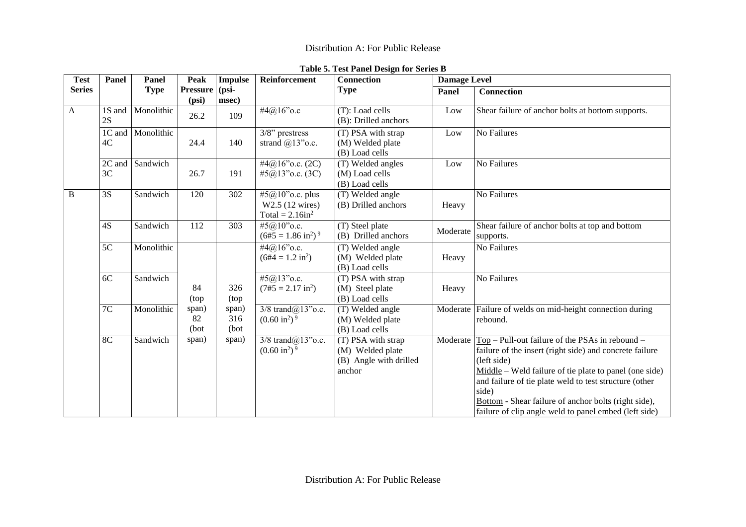**Table 5. Test Panel Design for Series B**

| Test Series | Panel | Panel Type | Peak Pressure (psi) | Impulse (psi-msec) | Reinforcement | Connection Type | Damage Level | |
|---|---|---|---|---|---|---|---|---|
| | | | | | | | Panel | Connection |
| A | 1S and 2S | Monolithic | 26.2 | 109 | #4@16"o.c | (T): Load cells<br>(B): Drilled anchors | Low | Shear failure of anchor bolts at bottom supports. |
| | 1C and 4C | Monolithic | 24.4 | 140 | 3/8" prestress strand @13"o.c. | (T) PSA with strap<br>(M) Welded plate<br>(B) Load cells | Low | No Failures |
| | 2C and 3C | Sandwich | 26.7 | 191 | #4@16"o.c. (2C)<br>#5@13"o.c. (3C) | (T) Welded angles<br>(M) Load cells<br>(B) Load cells | Low | No Failures |
| B | 3S | Sandwich | 120 | 302 | #5@10"o.c. plus W2.5 (12 wires) Total = 2.16in$^2$ | (T) Welded angle<br>(B) Drilled anchors | Heavy | No Failures |
| | 4S | Sandwich | 112 | 303 | #5@10"o.c.<br>(6#5 = 1.86 in$^2$) [9] | (T) Steel plate<br>(B) Drilled anchors | Moderate | Shear failure of anchor bolts at top and bottom supports. |
| | 5C | Monolithic | 84 (top span) 82 (bot span) | 326 (top span) 316 (bot span) | #4@16"o.c.<br>(6#4 = 1.2 in$^2$) | (T) Welded angle<br>(M) Welded plate<br>(B) Load cells | Heavy | No Failures |
| | 6C | Sandwich | | | #5@13"o.c.<br>(7#5 = 2.17 in$^2$) | (T) PSA with strap<br>(M) Steel plate<br>(B) Load cells | Heavy | No Failures |
| | 7C | Monolithic | | | 3/8 trand@13"o.c.<br>(0.60 in$^2$) [9] | (T) Welded angle<br>(M) Welded plate<br>(B) Load cells | Moderate | Failure of welds on mid-height connection during rebound. |
| | 8C | Sandwich | | | 3/8 trand@13"o.c.<br>(0.60 in$^2$) [9] | (T) PSA with strap<br>(M) Welded plate<br>(B) Angle with drilled anchor | Moderate | Top – Pull-out failure of the PSAs in rebound – failure of the insert (right side) and concrete failure (left side)<br>Middle – Weld failure of tie plate to panel (one side) and failure of tie plate weld to test structure (other side)<br>Bottom - Shear failure of anchor bolts (right side), failure of clip angle weld to panel embed (left side) |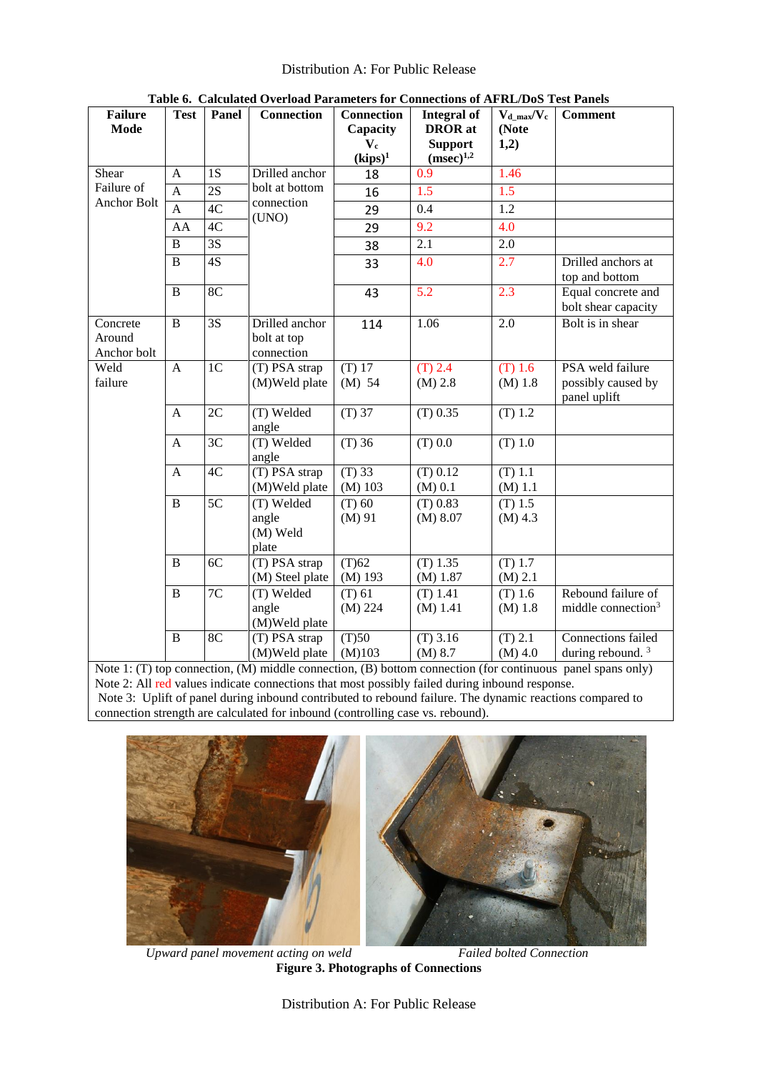**Table 6. Calculated Overload Parameters for Connections of AFRL/DoS Test Panels**

| Failure Mode | Test | Panel | Connection | Connection Capacity $V_c$ (kips)[1] | Integral of DROR at Support (msec)[1,2] | $V_{d\_max}/V_c$ (Note 1,2) | Comment |
|---|---|---|---|---|---|---|---|
| Shear Failure of Anchor Bolt | A | 1S | Drilled anchor bolt at bottom connection (UNO) | 18 | 0.9 | 1.46 | |
| | A | 2S | | 16 | 1.5 | 1.5 | |
| | A | 4C | | 29 | 0.4 | 1.2 | |
| | AA | 4C | | 29 | 9.2 | 4.0 | |
| | B | 3S | | 38 | 2.1 | 2.0 | |
| | B | 4S | | 33 | 4.0 | 2.7 | Drilled anchors at top and bottom |
| | B | 8C | | 43 | 5.2 | 2.3 | Equal concrete and bolt shear capacity |
| Concrete Around Anchor bolt | B | 3S | Drilled anchor bolt at top connection | 114 | 1.06 | 2.0 | Bolt is in shear |
| Weld failure | A | 1C | (T) PSA strap (M)Weld plate | (T) 17 (M) 54 | (T) 2.4 (M) 2.8 | (T) 1.6 (M) 1.8 | PSA weld failure possibly caused by panel uplift |
| | A | 2C | (T) Welded angle | (T) 37 | (T) 0.35 | (T) 1.2 | |
| | A | 3C | (T) Welded angle | (T) 36 | (T) 0.0 | (T) 1.0 | |
| | A | 4C | (T) PSA strap (M)Weld plate | (T) 33 (M) 103 | (T) 0.12 (M) 0.1 | (T) 1.1 (M) 1.1 | |
| | B | 5C | (T) Welded angle (M) Weld plate | (T) 60 (M) 91 | (T) 0.83 (M) 8.07 | (T) 1.5 (M) 4.3 | |
| | B | 6C | (T) PSA strap (M) Steel plate | (T)62 (M) 193 | (T) 1.35 (M) 1.87 | (T) 1.7 (M) 2.1 | |
| | B | 7C | (T) Welded angle (M)Weld plate | (T) 61 (M) 224 | (T) 1.41 (M) 1.41 | (T) 1.6 (M) 1.8 | Rebound failure of middle connection[3] |
| | B | 8C | (T) PSA strap (M)Weld plate | (T)50 (M)103 | (T) 3.16 (M) 8.7 | (T) 2.1 (M) 4.0 | Connections failed during rebound. [3] |

Note 1: (T) top connection, (M) middle connection, (B) bottom connection (for continuous panel spans only)
Note 2: All red values indicate connections that most possibly failed during inbound response.
Note 3: Uplift of panel during inbound contributed to rebound failure. The dynamic reactions compared to connection strength are calculated for inbound (controlling case vs. rebound).

*Upward panel movement acting on weld* *Failed bolted Connection*

**Figure 3. Photographs of Connections**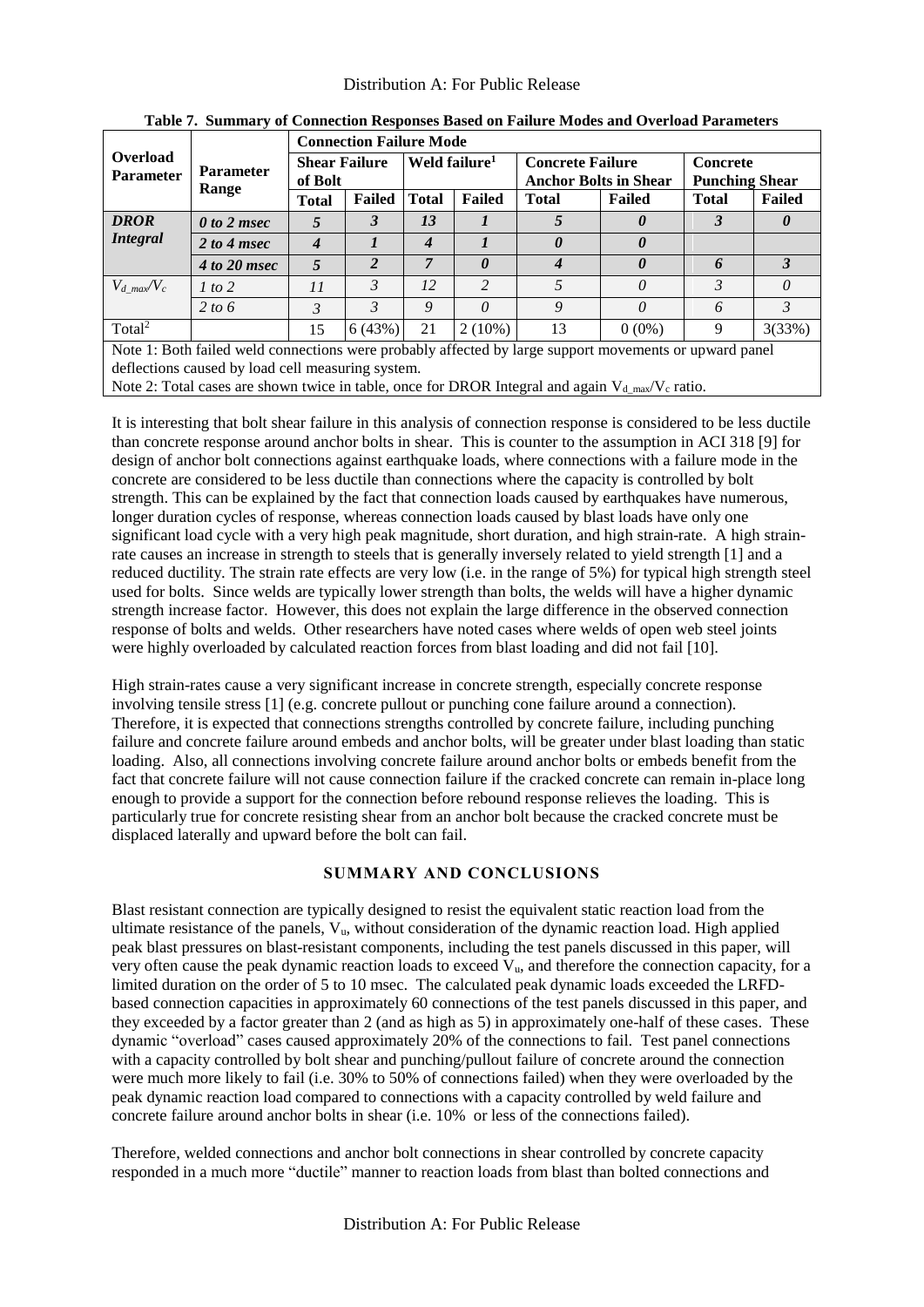**Table 7. Summary of Connection Responses Based on Failure Modes and Overload Parameters**

| Overload Parameter | Parameter Range | Connection Failure Mode | | | | | | | |
|---|---|---|---|---|---|---|---|---|---|
| | | Shear Failure of Bolt | | Weld failure[1] | | Concrete Failure Anchor Bolts in Shear | | Concrete Punching Shear | |
| | | Total | Failed | Total | Failed | Total | Failed | Total | Failed |
| ***DROR Integral*** | *0 to 2 msec* | *5* | *3* | *13* | *1* | *5* | *0* | *3* | *0* |
| | *2 to 4 msec* | *4* | *1* | *4* | *1* | *0* | *0* | | |
| | *4 to 20 msec* | *5* | *2* | *7* | *0* | *4* | *0* | *6* | *3* |
| $V_{d\_max}/V_c$ | *1 to 2* | *11* | *3* | *12* | *2* | *5* | *0* | *3* | *0* |
| | *2 to 6* | *3* | *3* | *9* | *0* | *9* | *0* | *6* | *3* |
| Total[2] | | 15 | 6 (43%) | 21 | 2 (10%) | 13 | 0 (0%) | 9 | 3(33%) |

Note 1: Both failed weld connections were probably affected by large support movements or upward panel deflections caused by load cell measuring system.
Note 2: Total cases are shown twice in table, once for DROR Integral and again $V_{d\_max}/V_c$ ratio.

It is interesting that bolt shear failure in this analysis of connection response is considered to be less ductile than concrete response around anchor bolts in shear. This is counter to the assumption in ACI 318 [9] for design of anchor bolt connections against earthquake loads, where connections with a failure mode in the concrete are considered to be less ductile than connections where the capacity is controlled by bolt strength. This can be explained by the fact that connection loads caused by earthquakes have numerous, longer duration cycles of response, whereas connection loads caused by blast loads have only one significant load cycle with a very high peak magnitude, short duration, and high strain-rate. A high strain-rate causes an increase in strength to steels that is generally inversely related to yield strength [1] and a reduced ductility. The strain rate effects are very low (i.e. in the range of 5%) for typical high strength steel used for bolts. Since welds are typically lower strength than bolts, the welds will have a higher dynamic strength increase factor. However, this does not explain the large difference in the observed connection response of bolts and welds. Other researchers have noted cases where welds of open web steel joints were highly overloaded by calculated reaction forces from blast loading and did not fail [10].

High strain-rates cause a very significant increase in concrete strength, especially concrete response involving tensile stress [1] (e.g. concrete pullout or punching cone failure around a connection). Therefore, it is expected that connections strengths controlled by concrete failure, including punching failure and concrete failure around embeds and anchor bolts, will be greater under blast loading than static loading. Also, all connections involving concrete failure around anchor bolts or embeds benefit from the fact that concrete failure will not cause connection failure if the cracked concrete can remain in-place long enough to provide a support for the connection before rebound response relieves the loading. This is particularly true for concrete resisting shear from an anchor bolt because the cracked concrete must be displaced laterally and upward before the bolt can fail.

## SUMMARY AND CONCLUSIONS

Blast resistant connection are typically designed to resist the equivalent static reaction load from the ultimate resistance of the panels, $V_u$, without consideration of the dynamic reaction load. High applied peak blast pressures on blast-resistant components, including the test panels discussed in this paper, will very often cause the peak dynamic reaction loads to exceed $V_u$, and therefore the connection capacity, for a limited duration on the order of 5 to 10 msec. The calculated peak dynamic loads exceeded the LRFD-based connection capacities in approximately 60 connections of the test panels discussed in this paper, and they exceeded by a factor greater than 2 (and as high as 5) in approximately one-half of these cases. These dynamic "overload" cases caused approximately 20% of the connections to fail. Test panel connections with a capacity controlled by bolt shear and punching/pullout failure of concrete around the connection were much more likely to fail (i.e. 30% to 50% of connections failed) when they were overloaded by the peak dynamic reaction load compared to connections with a capacity controlled by weld failure and concrete failure around anchor bolts in shear (i.e. 10% or less of the connections failed).

Therefore, welded connections and anchor bolt connections in shear controlled by concrete capacity responded in a much more "ductile" manner to reaction loads from blast than bolted connections and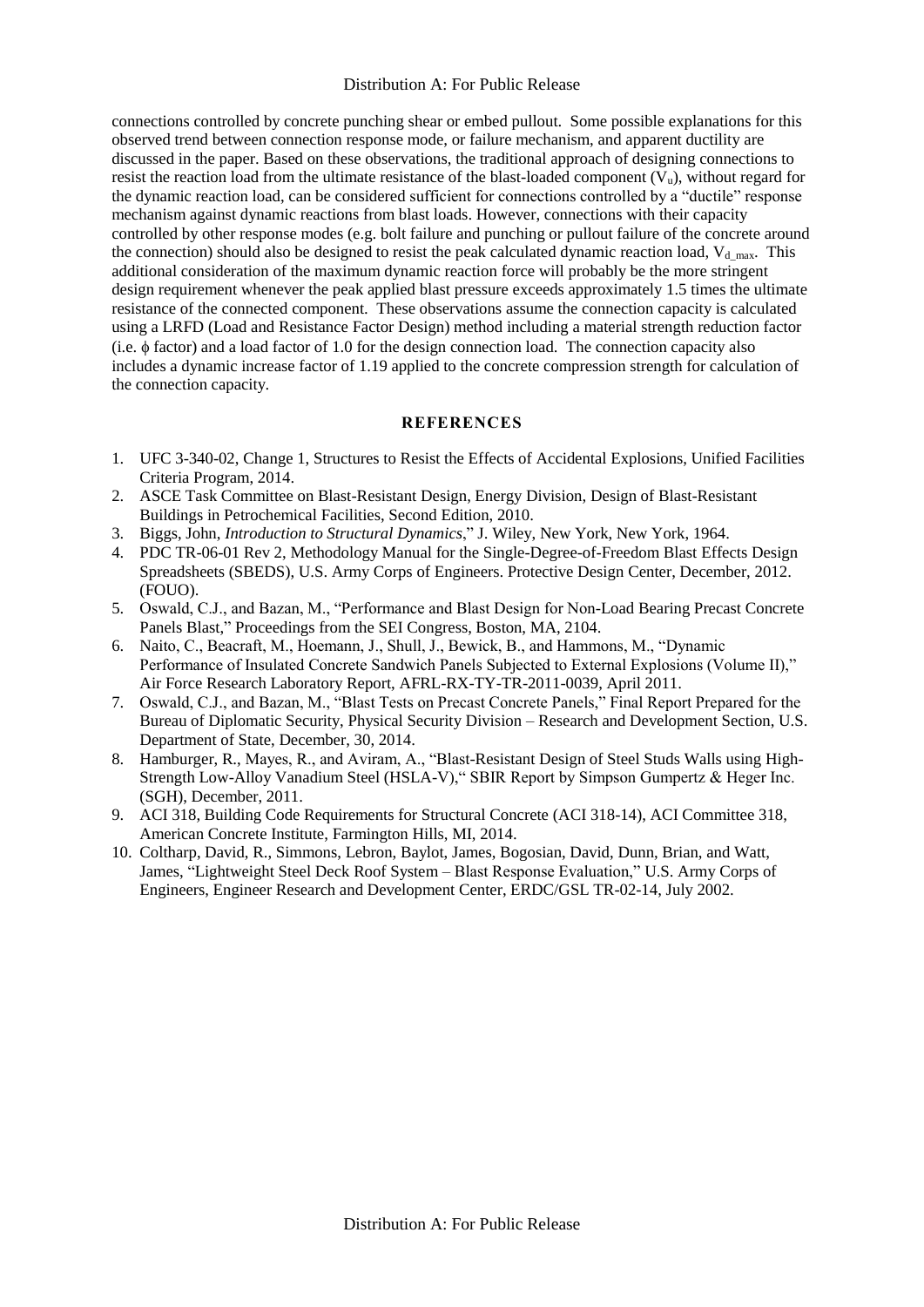connections controlled by concrete punching shear or embed pullout. Some possible explanations for this observed trend between connection response mode, or failure mechanism, and apparent ductility are discussed in the paper. Based on these observations, the traditional approach of designing connections to resist the reaction load from the ultimate resistance of the blast-loaded component ($V_u$), without regard for the dynamic reaction load, can be considered sufficient for connections controlled by a "ductile" response mechanism against dynamic reactions from blast loads. However, connections with their capacity controlled by other response modes (e.g. bolt failure and punching or pullout failure of the concrete around the connection) should also be designed to resist the peak calculated dynamic reaction load, $V_{d\_max}$. This additional consideration of the maximum dynamic reaction force will probably be the more stringent design requirement whenever the peak applied blast pressure exceeds approximately 1.5 times the ultimate resistance of the connected component. These observations assume the connection capacity is calculated using a LRFD (Load and Resistance Factor Design) method including a material strength reduction factor (i.e. $\phi$ factor) and a load factor of 1.0 for the design connection load. The connection capacity also includes a dynamic increase factor of 1.19 applied to the concrete compression strength for calculation of the connection capacity.

## REFERENCES

1. UFC 3-340-02, Change 1, Structures to Resist the Effects of Accidental Explosions, Unified Facilities Criteria Program, 2014.
2. ASCE Task Committee on Blast-Resistant Design, Energy Division, Design of Blast-Resistant Buildings in Petrochemical Facilities, Second Edition, 2010.
3. Biggs, John, *Introduction to Structural Dynamics*," J. Wiley, New York, New York, 1964.
4. PDC TR-06-01 Rev 2, Methodology Manual for the Single-Degree-of-Freedom Blast Effects Design Spreadsheets (SBEDS), U.S. Army Corps of Engineers. Protective Design Center, December, 2012. (FOUO).
5. Oswald, C.J., and Bazan, M., "Performance and Blast Design for Non-Load Bearing Precast Concrete Panels Blast," Proceedings from the SEI Congress, Boston, MA, 2104.
6. Naito, C., Beacraft, M., Hoemann, J., Shull, J., Bewick, B., and Hammons, M., "Dynamic Performance of Insulated Concrete Sandwich Panels Subjected to External Explosions (Volume II)," Air Force Research Laboratory Report, AFRL-RX-TY-TR-2011-0039, April 2011.
7. Oswald, C.J., and Bazan, M., "Blast Tests on Precast Concrete Panels," Final Report Prepared for the Bureau of Diplomatic Security, Physical Security Division – Research and Development Section, U.S. Department of State, December, 30, 2014.
8. Hamburger, R., Mayes, R., and Aviram, A., "Blast-Resistant Design of Steel Studs Walls using High-Strength Low-Alloy Vanadium Steel (HSLA-V)," SBIR Report by Simpson Gumpertz & Heger Inc. (SGH), December, 2011.
9. ACI 318, Building Code Requirements for Structural Concrete (ACI 318-14), ACI Committee 318, American Concrete Institute, Farmington Hills, MI, 2014.
10. Coltharp, David, R., Simmons, Lebron, Baylot, James, Bogosian, David, Dunn, Brian, and Watt, James, "Lightweight Steel Deck Roof System – Blast Response Evaluation," U.S. Army Corps of Engineers, Engineer Research and Development Center, ERDC/GSL TR-02-14, July 2002.